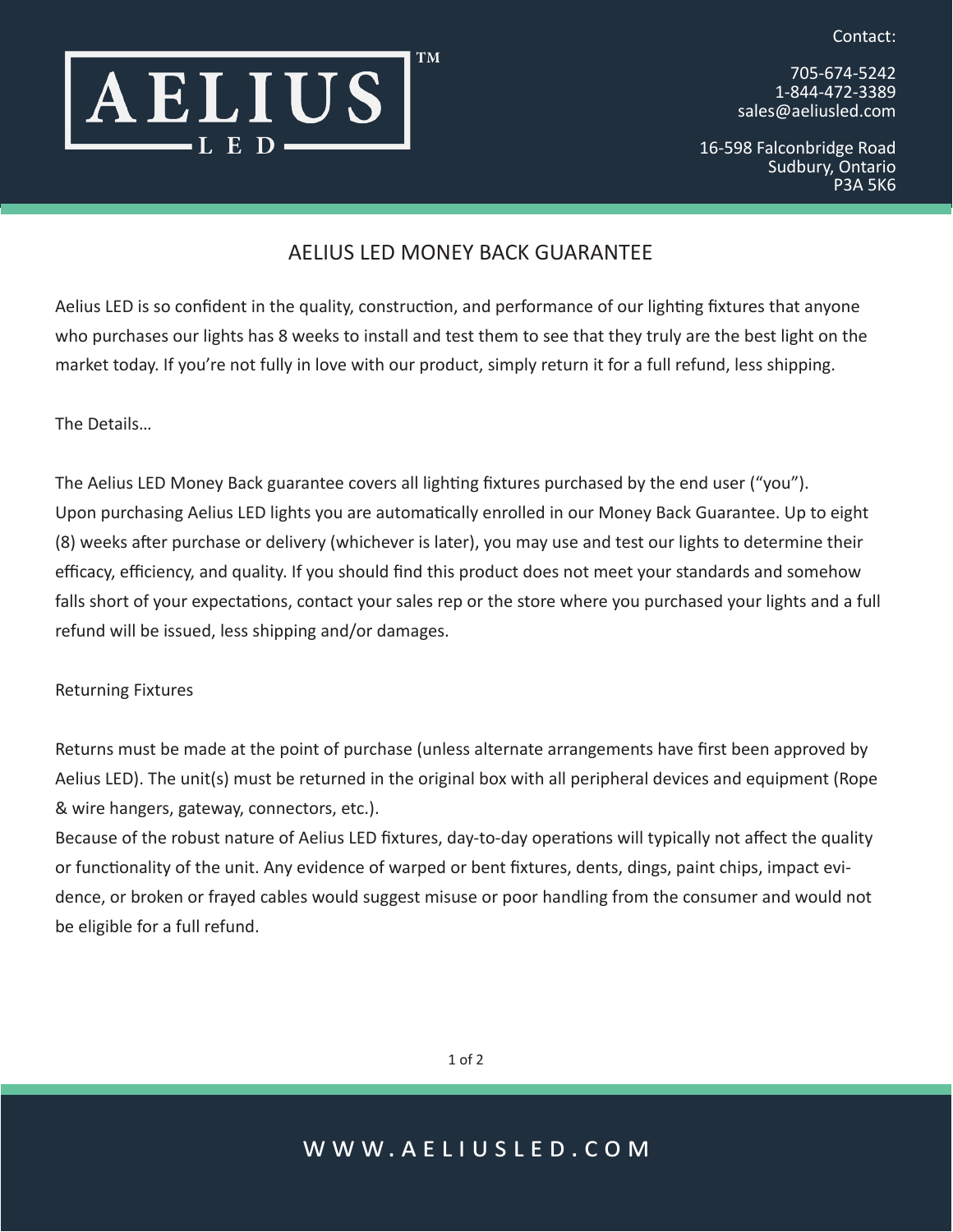AELIUS LED™

Contact:

705-674-5242
1-844-472-3389
sales@aeliusled.com

16-598 Falconbridge Road
Sudbury, Ontario
P3A 5K6

# AELIUS LED MONEY BACK GUARANTEE

Aelius LED is so confident in the quality, construction, and performance of our lighting fixtures that anyone who purchases our lights has 8 weeks to install and test them to see that they truly are the best light on the market today. If you're not fully in love with our product, simply return it for a full refund, less shipping.

The Details…

The Aelius LED Money Back guarantee covers all lighting fixtures purchased by the end user ("you"). Upon purchasing Aelius LED lights you are automatically enrolled in our Money Back Guarantee. Up to eight (8) weeks after purchase or delivery (whichever is later), you may use and test our lights to determine their efficacy, efficiency, and quality. If you should find this product does not meet your standards and somehow falls short of your expectations, contact your sales rep or the store where you purchased your lights and a full refund will be issued, less shipping and/or damages.

Returning Fixtures

Returns must be made at the point of purchase (unless alternate arrangements have first been approved by Aelius LED). The unit(s) must be returned in the original box with all peripheral devices and equipment (Rope & wire hangers, gateway, connectors, etc.).

Because of the robust nature of Aelius LED fixtures, day-to-day operations will typically not affect the quality or functionality of the unit. Any evidence of warped or bent fixtures, dents, dings, paint chips, impact evidence, or broken or frayed cables would suggest misuse or poor handling from the consumer and would not be eligible for a full refund.

WWW.AELIUSLED.COM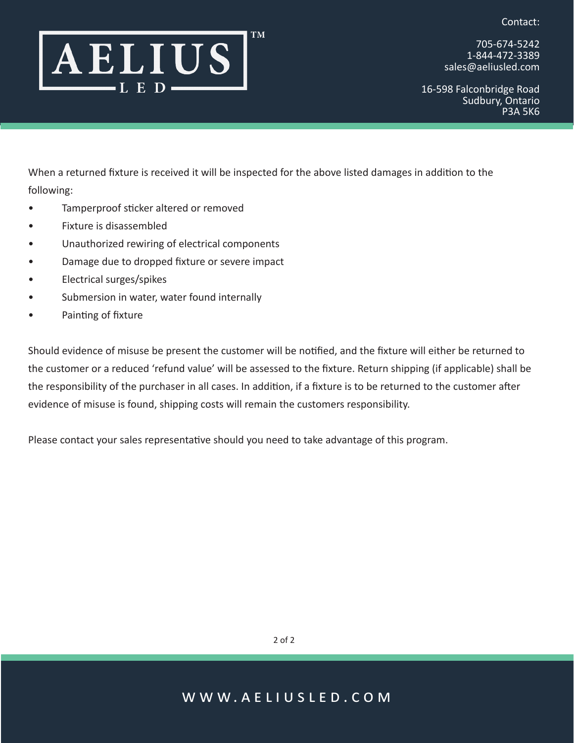When a returned fixture is received it will be inspected for the above listed damages in addition to the following:

- Tamperproof sticker altered or removed
- Fixture is disassembled
- Unauthorized rewiring of electrical components
- Damage due to dropped fixture or severe impact
- Electrical surges/spikes
- Submersion in water, water found internally
- Painting of fixture

Should evidence of misuse be present the customer will be notified, and the fixture will either be returned to the customer or a reduced 'refund value' will be assessed to the fixture. Return shipping (if applicable) shall be the responsibility of the purchaser in all cases. In addition, if a fixture is to be returned to the customer after evidence of misuse is found, shipping costs will remain the customers responsibility.

Please contact your sales representative should you need to take advantage of this program.